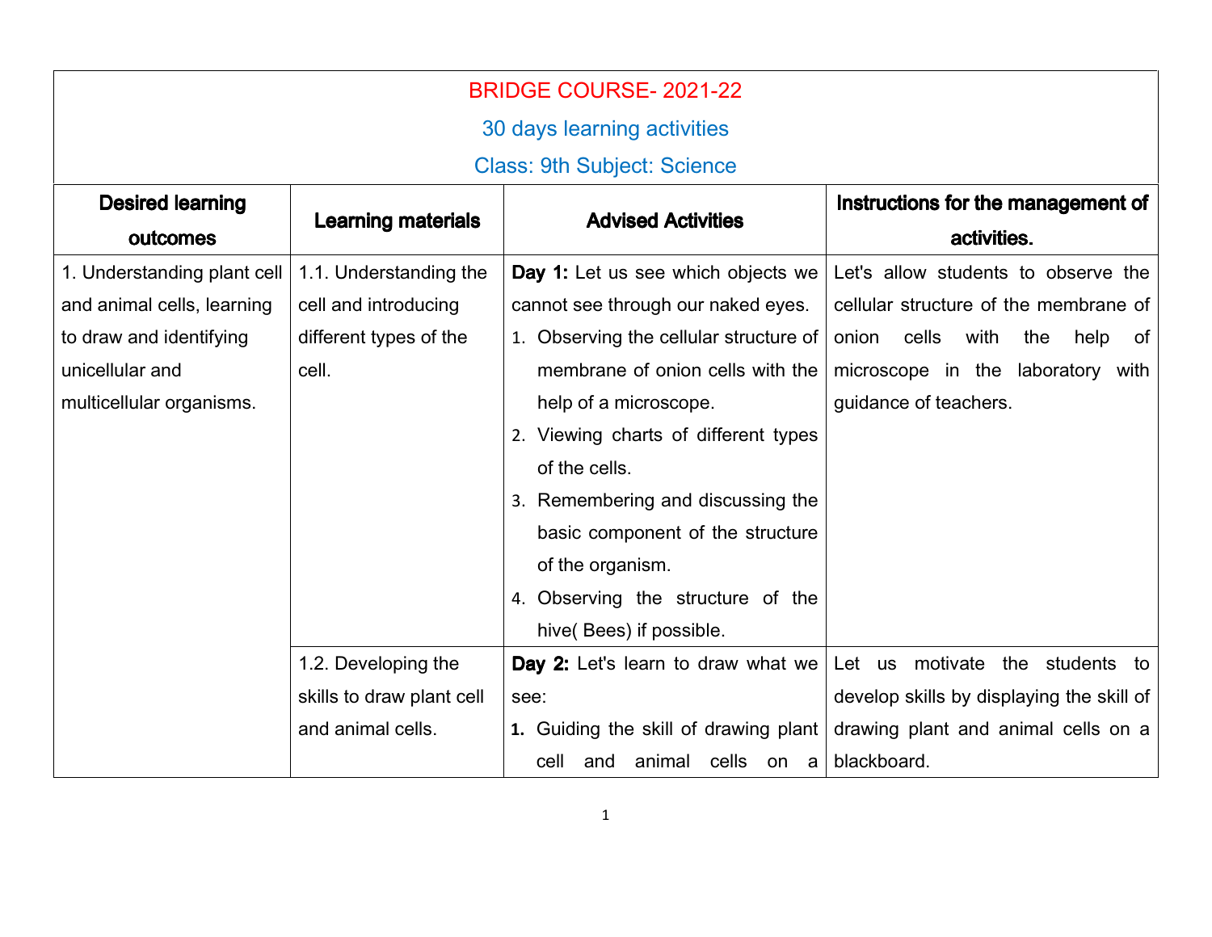BRIDGE COURSE- 2021-22

30 days learning activities

Class: 9th Subject: Science

| Desired learning outcomes | Learning materials | Advised Activities | Instructions for the management of activities. |
|---|---|---|---|
| 1. Understanding plant cell and animal cells, learning to draw and identifying unicellular and multicellular organisms. | 1.1. Understanding the cell and introducing different types of the cell. | **Day 1:** Let us see which objects we cannot see through our naked eyes. 1. Observing the cellular structure of membrane of onion cells with the help of a microscope. 2. Viewing charts of different types of the cells. 3. Remembering and discussing the basic component of the structure of the organism. 4. Observing the structure of the hive( Bees) if possible. | Let's allow students to observe the cellular structure of the membrane of onion cells with the help of microscope in the laboratory with guidance of teachers. |
| | 1.2. Developing the skills to draw plant cell and animal cells. | **Day 2:** Let's learn to draw what we see: **1.** Guiding the skill of drawing plant cell and animal cells on a | Let us motivate the students to develop skills by displaying the skill of drawing plant and animal cells on a blackboard. |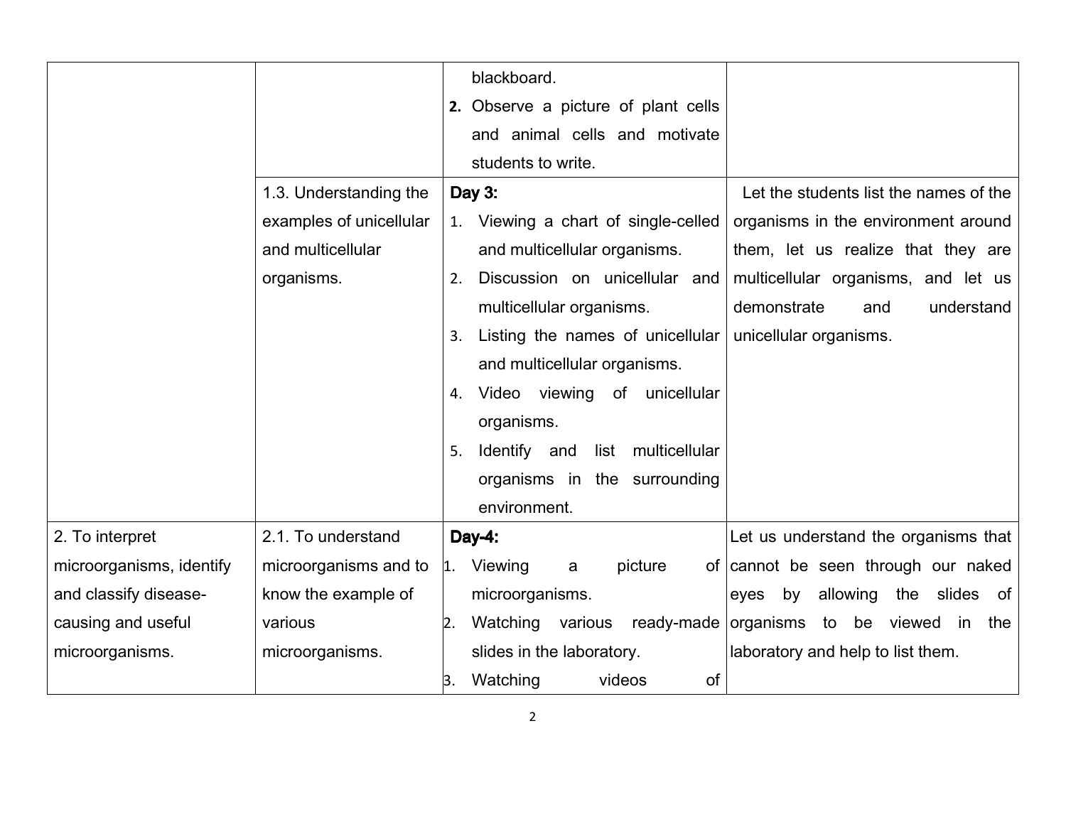| | | | |
|---|---|---|---|
| | | blackboard.<br>**2.** Observe a picture of plant cells and animal cells and motivate students to write. | |
| | 1.3. Understanding the examples of unicellular and multicellular organisms. | **Day 3:**<br>1. Viewing a chart of single-celled and multicellular organisms.<br>2. Discussion on unicellular and multicellular organisms.<br>3. Listing the names of unicellular and multicellular organisms.<br>4. Video viewing of unicellular organisms.<br>5. Identify and list multicellular organisms in the surrounding environment. | Let the students list the names of the organisms in the environment around them, let us realize that they are multicellular organisms, and let us demonstrate and understand unicellular organisms. |
| 2. To interpret microorganisms, identify and classify disease-causing and useful microorganisms. | 2.1. To understand microorganisms and to know the example of various microorganisms. | **Day-4:**<br>1. Viewing a picture of microorganisms.<br>2. Watching various ready-made slides in the laboratory.<br>3. Watching videos of | Let us understand the organisms that cannot be seen through our naked eyes by allowing the slides of organisms to be viewed in the laboratory and help to list them. |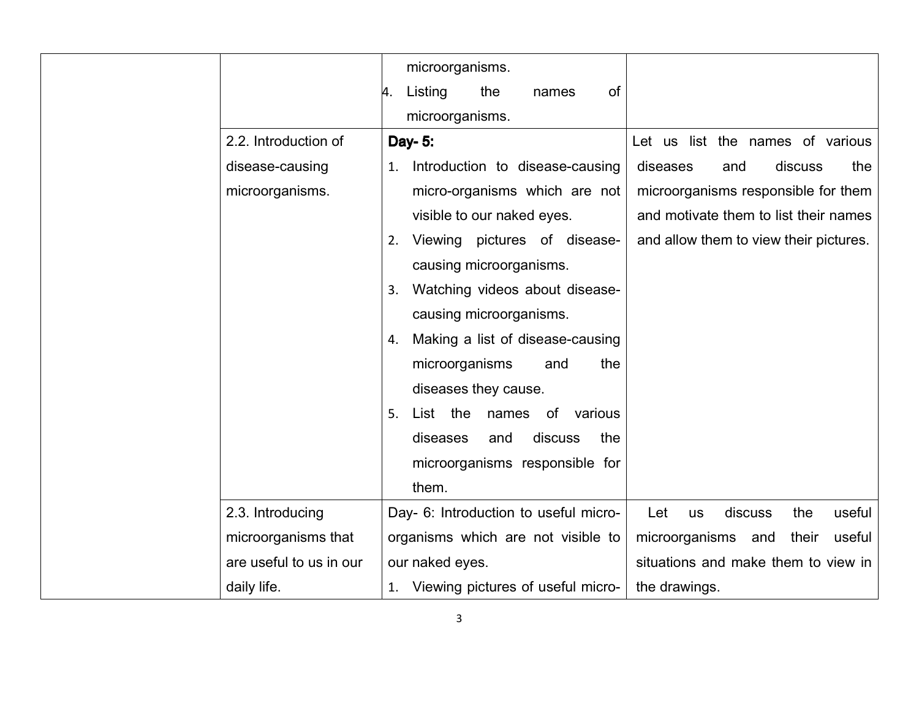| | | | |
|---|---|---|---|
| | | microorganisms.<br>4. Listing the names of microorganisms. | |
| | 2.2. Introduction of disease-causing microorganisms. | **Day- 5:**<br>1. Introduction to disease-causing micro-organisms which are not visible to our naked eyes.<br>2. Viewing pictures of disease-causing microorganisms.<br>3. Watching videos about disease-causing microorganisms.<br>4. Making a list of disease-causing microorganisms and the diseases they cause.<br>5. List the names of various diseases and discuss the microorganisms responsible for them. | Let us list the names of various diseases and discuss the microorganisms responsible for them and motivate them to list their names and allow them to view their pictures. |
| | 2.3. Introducing microorganisms that are useful to us in our daily life. | Day- 6: Introduction to useful micro-organisms which are not visible to our naked eyes.<br>1. Viewing pictures of useful micro- | Let us discuss the useful microorganisms and their useful situations and make them to view in the drawings. |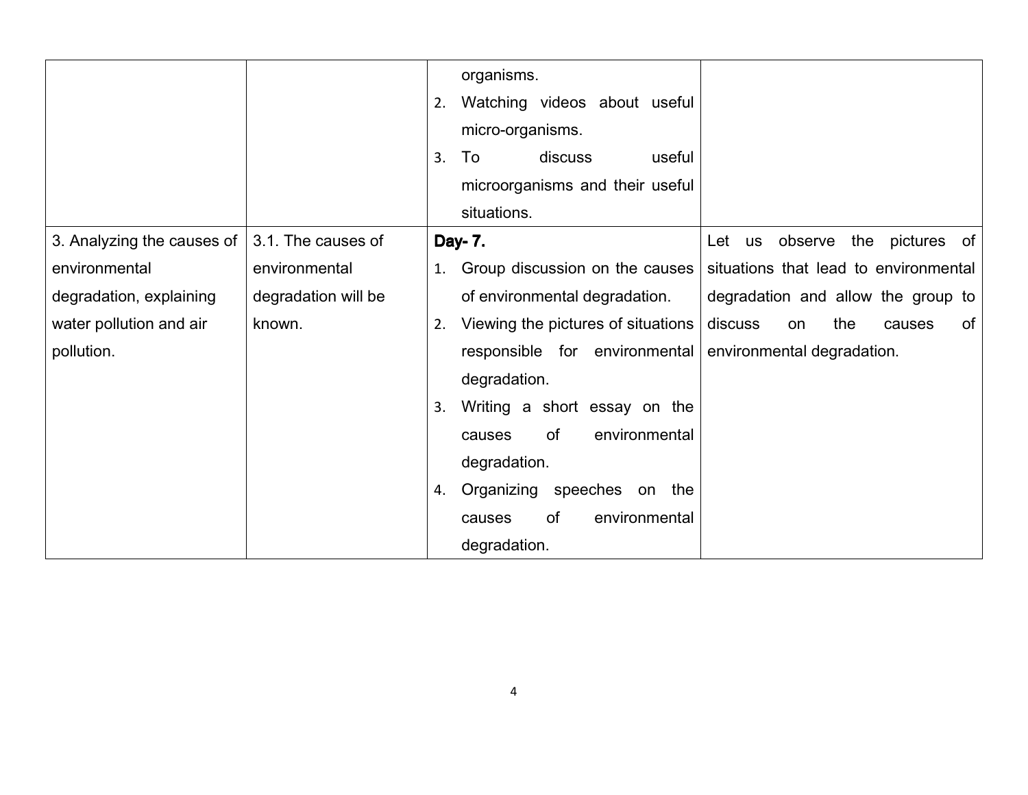| | | | |
|---|---|---|---|
| | | organisms.<br>2. Watching videos about useful micro-organisms.<br>3. To discuss useful microorganisms and their useful situations. | |
| 3. Analyzing the causes of environmental degradation, explaining water pollution and air pollution. | 3.1. The causes of environmental degradation will be known. | **Day- 7.**<br>1. Group discussion on the causes of environmental degradation.<br>2. Viewing the pictures of situations responsible for environmental degradation.<br>3. Writing a short essay on the causes of environmental degradation.<br>4. Organizing speeches on the causes of environmental degradation. | Let us observe the pictures of situations that lead to environmental degradation and allow the group to discuss on the causes of environmental degradation. |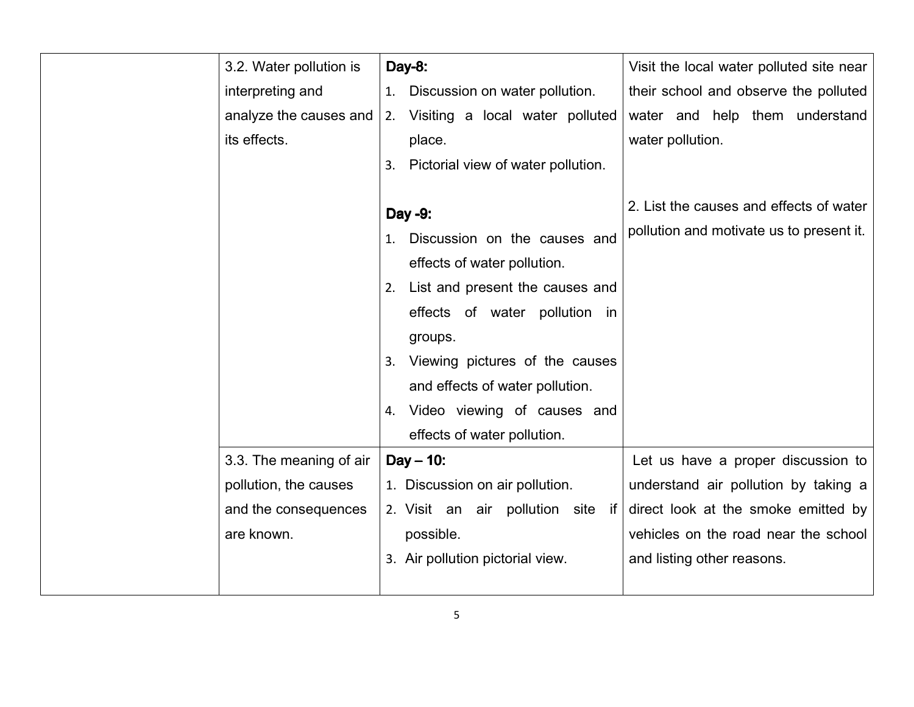| | | | |
|---|---|---|---|
| | 3.2. Water pollution is interpreting and analyze the causes and its effects. | **Day-8:**<br>1. Discussion on water pollution.<br>2. Visiting a local water polluted place.<br>3. Pictorial view of water pollution.<br><br>**Day -9:**<br>1. Discussion on the causes and effects of water pollution.<br>2. List and present the causes and effects of water pollution in groups.<br>3. Viewing pictures of the causes and effects of water pollution.<br>4. Video viewing of causes and effects of water pollution. | Visit the local water polluted site near their school and observe the polluted water and help them understand water pollution.<br><br>2. List the causes and effects of water pollution and motivate us to present it. |
| | 3.3. The meaning of air pollution, the causes and the consequences are known. | **Day – 10:**<br>1. Discussion on air pollution.<br>2. Visit an air pollution site if possible.<br>3. Air pollution pictorial view. | Let us have a proper discussion to understand air pollution by taking a direct look at the smoke emitted by vehicles on the road near the school and listing other reasons. |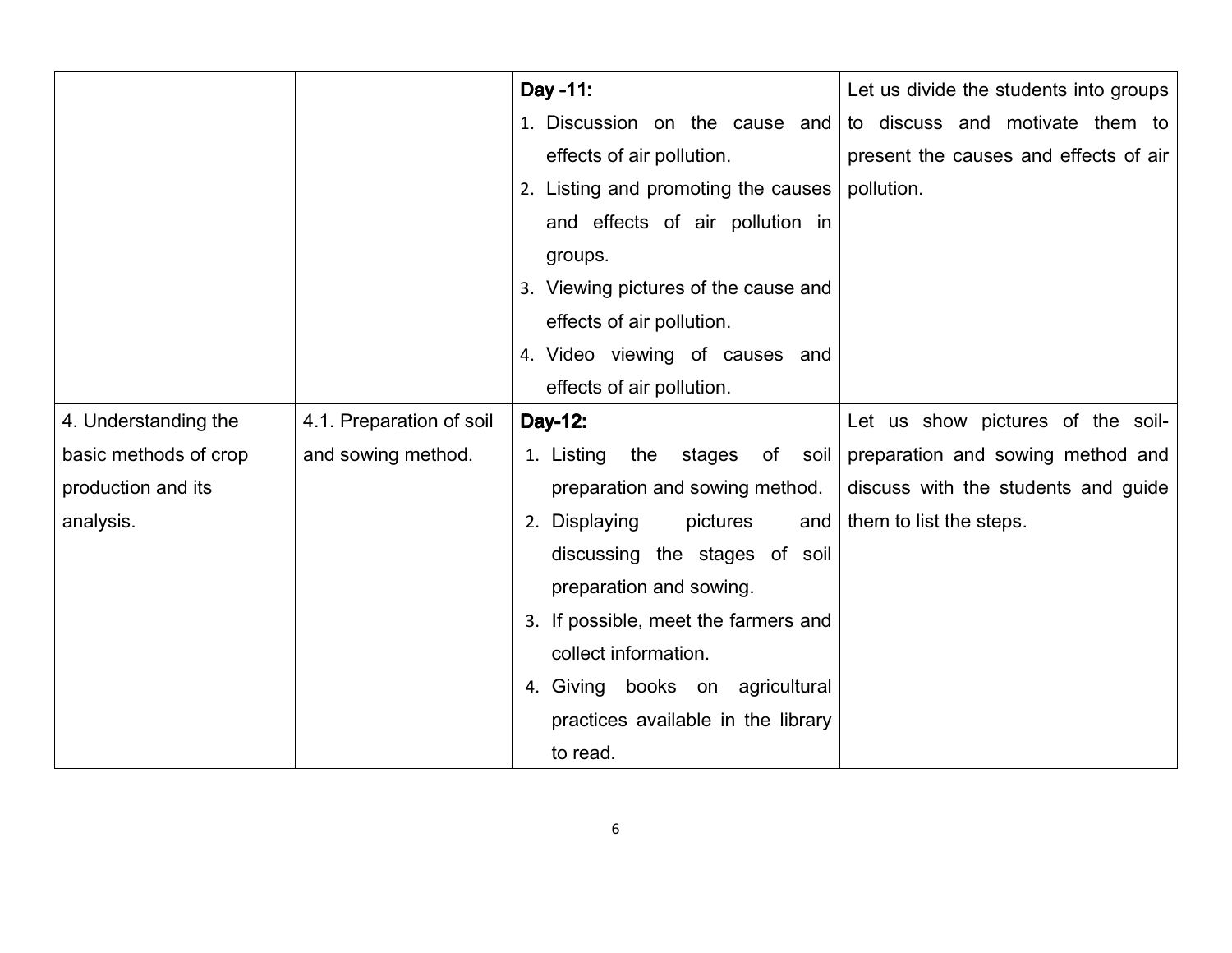| | | | |
|---|---|---|---|
| | | **Day -11:**<br>1. Discussion on the cause and effects of air pollution.<br>2. Listing and promoting the causes and effects of air pollution in groups.<br>3. Viewing pictures of the cause and effects of air pollution.<br>4. Video viewing of causes and effects of air pollution. | Let us divide the students into groups to discuss and motivate them to present the causes and effects of air pollution. |
| 4. Understanding the basic methods of crop production and its analysis. | 4.1. Preparation of soil and sowing method. | **Day-12:**<br>1. Listing the stages of soil preparation and sowing method.<br>2. Displaying pictures and discussing the stages of soil preparation and sowing.<br>3. If possible, meet the farmers and collect information.<br>4. Giving books on agricultural practices available in the library to read. | Let us show pictures of the soil-preparation and sowing method and discuss with the students and guide them to list the steps. |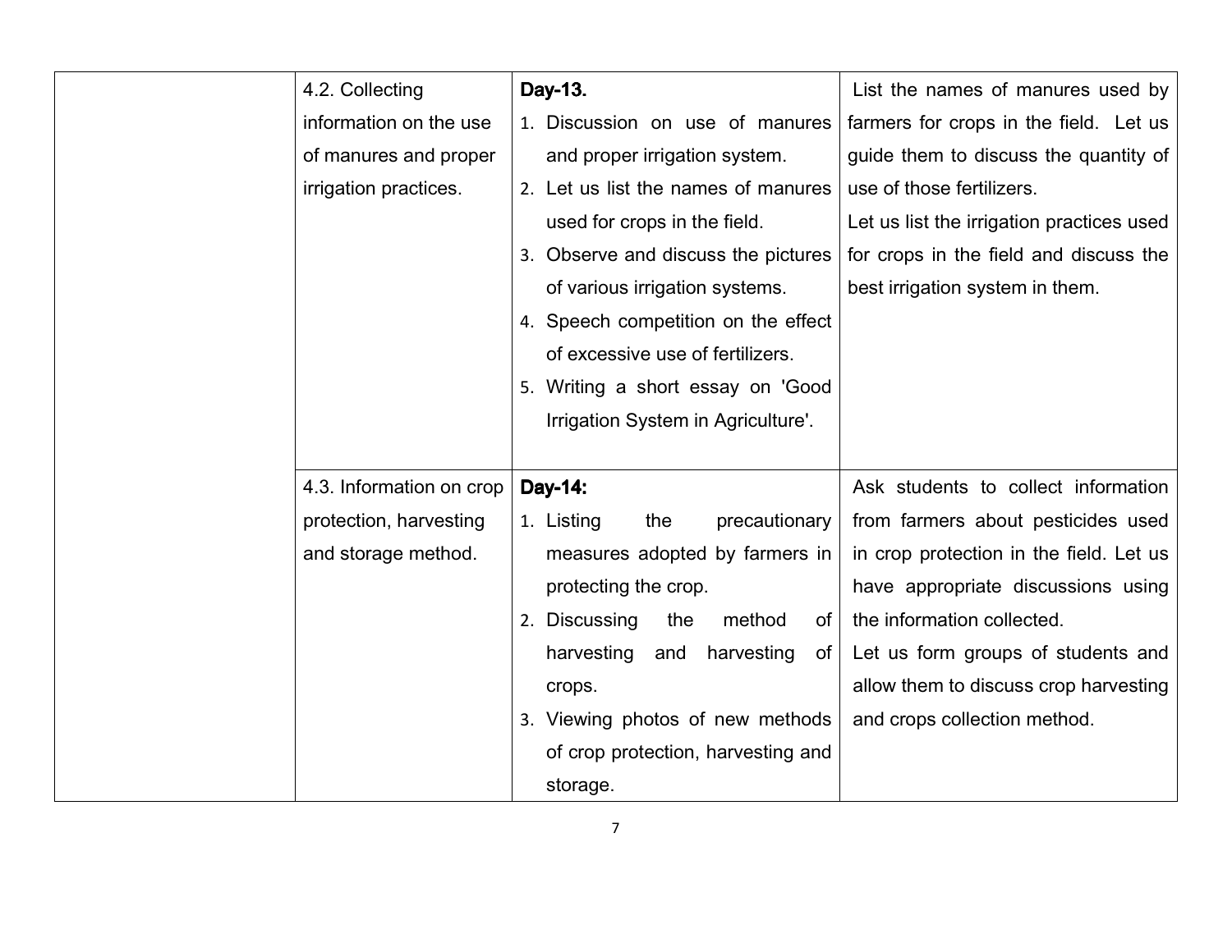| | | | |
|---|---|---|---|
| | 4.2. Collecting information on the use of manures and proper irrigation practices. | **Day-13.**<br>1. Discussion on use of manures and proper irrigation system.<br>2. Let us list the names of manures used for crops in the field.<br>3. Observe and discuss the pictures of various irrigation systems.<br>4. Speech competition on the effect of excessive use of fertilizers.<br>5. Writing a short essay on 'Good Irrigation System in Agriculture'. | List the names of manures used by farmers for crops in the field. Let us guide them to discuss the quantity of use of those fertilizers.<br>Let us list the irrigation practices used for crops in the field and discuss the best irrigation system in them. |
| | 4.3. Information on crop protection, harvesting and storage method. | **Day-14:**<br>1. Listing the precautionary measures adopted by farmers in protecting the crop.<br>2. Discussing the method of harvesting and harvesting of crops.<br>3. Viewing photos of new methods of crop protection, harvesting and storage. | Ask students to collect information from farmers about pesticides used in crop protection in the field. Let us have appropriate discussions using the information collected.<br>Let us form groups of students and allow them to discuss crop harvesting and crops collection method. |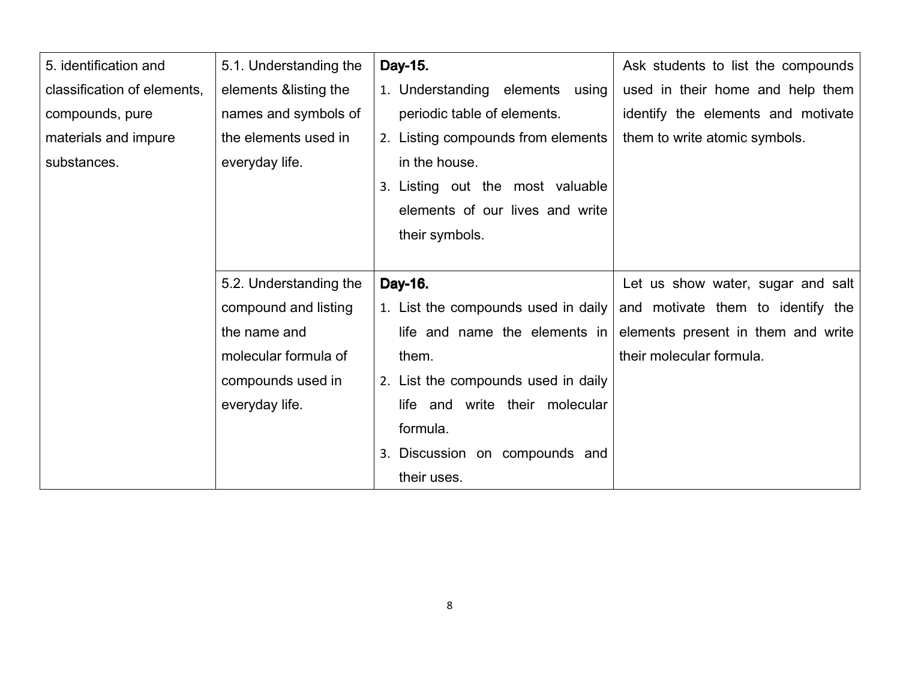| | | | |
|---|---|---|---|
| 5. identification and classification of elements, compounds, pure materials and impure substances. | 5.1. Understanding the elements &listing the names and symbols of the elements used in everyday life. | **Day-15.**<br>1. Understanding elements using periodic table of elements.<br>2. Listing compounds from elements in the house.<br>3. Listing out the most valuable elements of our lives and write their symbols. | Ask students to list the compounds used in their home and help them identify the elements and motivate them to write atomic symbols. |
| | 5.2. Understanding the compound and listing the name and molecular formula of compounds used in everyday life. | **Day-16.**<br>1. List the compounds used in daily life and name the elements in them.<br>2. List the compounds used in daily life and write their molecular formula.<br>3. Discussion on compounds and their uses. | Let us show water, sugar and salt and motivate them to identify the elements present in them and write their molecular formula. |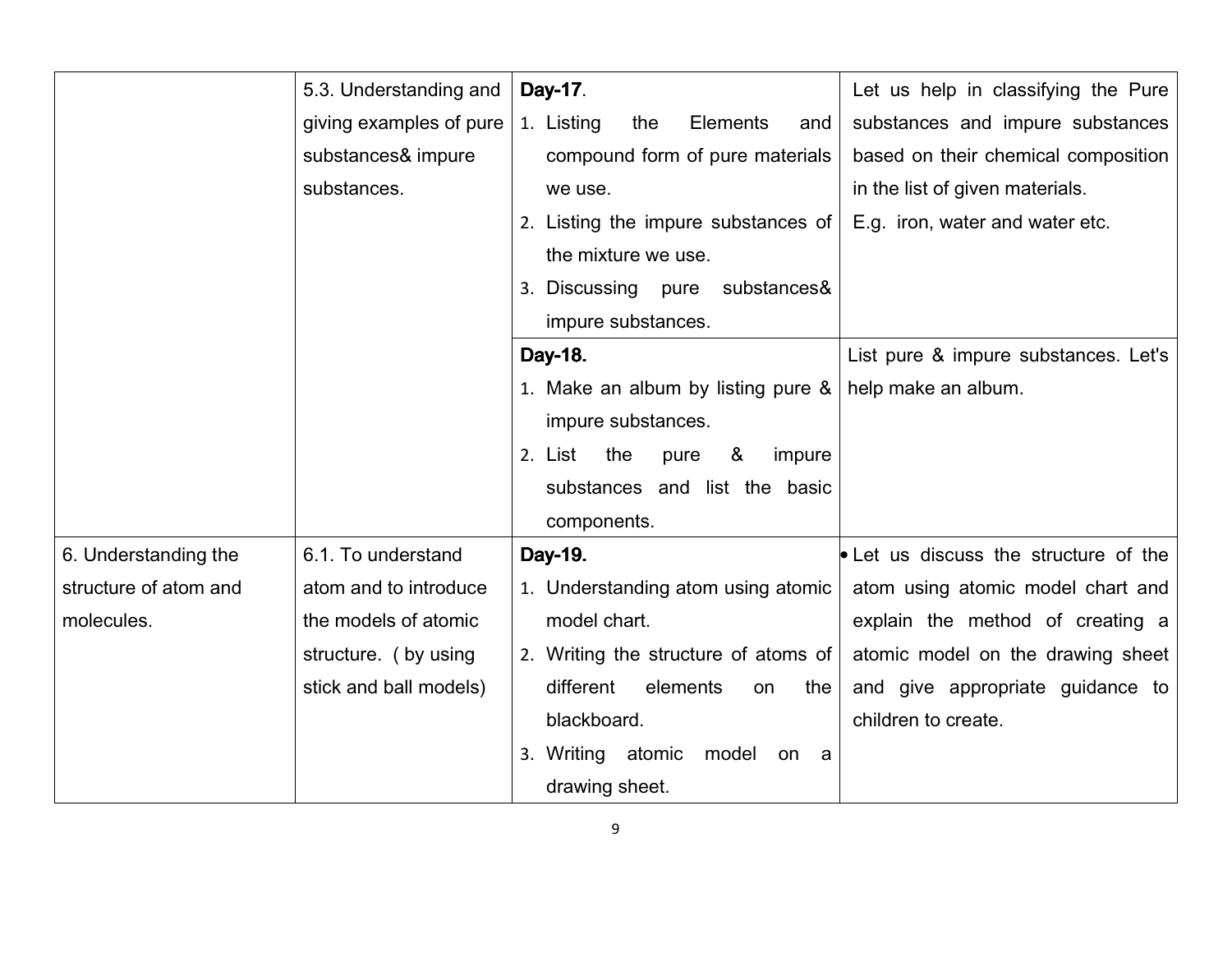| | | | |
|---|---|---|---|
| | 5.3. Understanding and giving examples of pure substances& impure substances. | **Day-17**.<br>1. Listing the Elements and compound form of pure materials we use.<br>2. Listing the impure substances of the mixture we use.<br>3. Discussing pure substances& impure substances. | Let us help in classifying the Pure substances and impure substances based on their chemical composition in the list of given materials.<br>E.g. iron, water and water etc. |
| | | **Day-18.**<br>1. Make an album by listing pure & impure substances.<br>2. List the pure & impure substances and list the basic components. | List pure & impure substances. Let's help make an album. |
| 6. Understanding the structure of atom and molecules. | 6.1. To understand atom and to introduce the models of atomic structure. ( by using stick and ball models) | **Day-19.**<br>1. Understanding atom using atomic model chart.<br>2. Writing the structure of atoms of different elements on the blackboard.<br>3. Writing atomic model on a drawing sheet. | • Let us discuss the structure of the atom using atomic model chart and explain the method of creating a atomic model on the drawing sheet and give appropriate guidance to children to create. |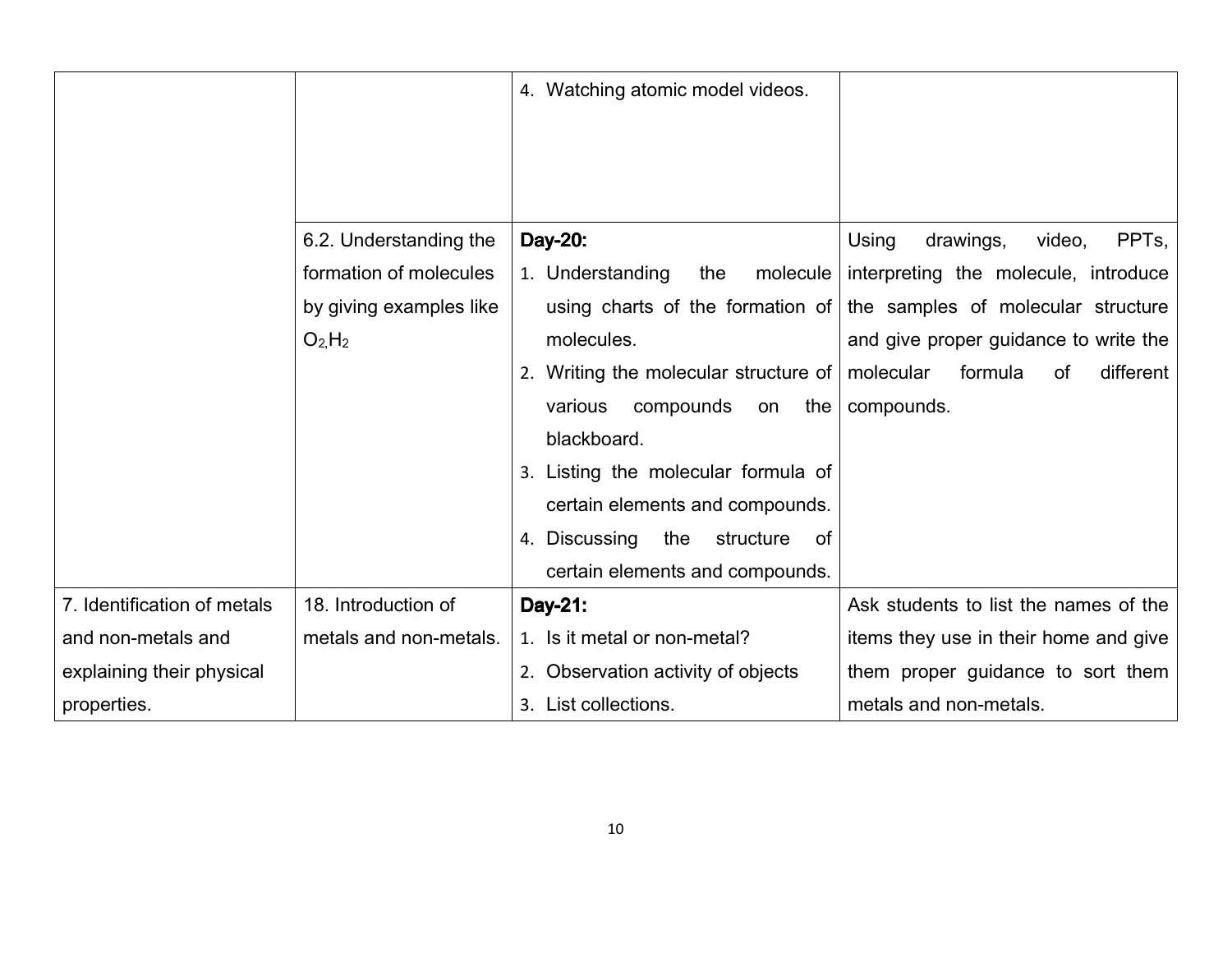| | | | |
|---|---|---|---|
| | | 4. Watching atomic model videos. | |
| | 6.2. Understanding the formation of molecules by giving examples like $O_2$, $H_2$ | **Day-20:**<br>1. Understanding the molecule using charts of the formation of molecules.<br>2. Writing the molecular structure of various compounds on the blackboard.<br>3. Listing the molecular formula of certain elements and compounds.<br>4. Discussing the structure of certain elements and compounds. | Using drawings, video, PPTs, interpreting the molecule, introduce the samples of molecular structure and give proper guidance to write the molecular formula of different compounds. |
| 7. Identification of metals and non-metals and explaining their physical properties. | 18. Introduction of metals and non-metals. | **Day-21:**<br>1. Is it metal or non-metal?<br>2. Observation activity of objects<br>3. List collections. | Ask students to list the names of the items they use in their home and give them proper guidance to sort them metals and non-metals. |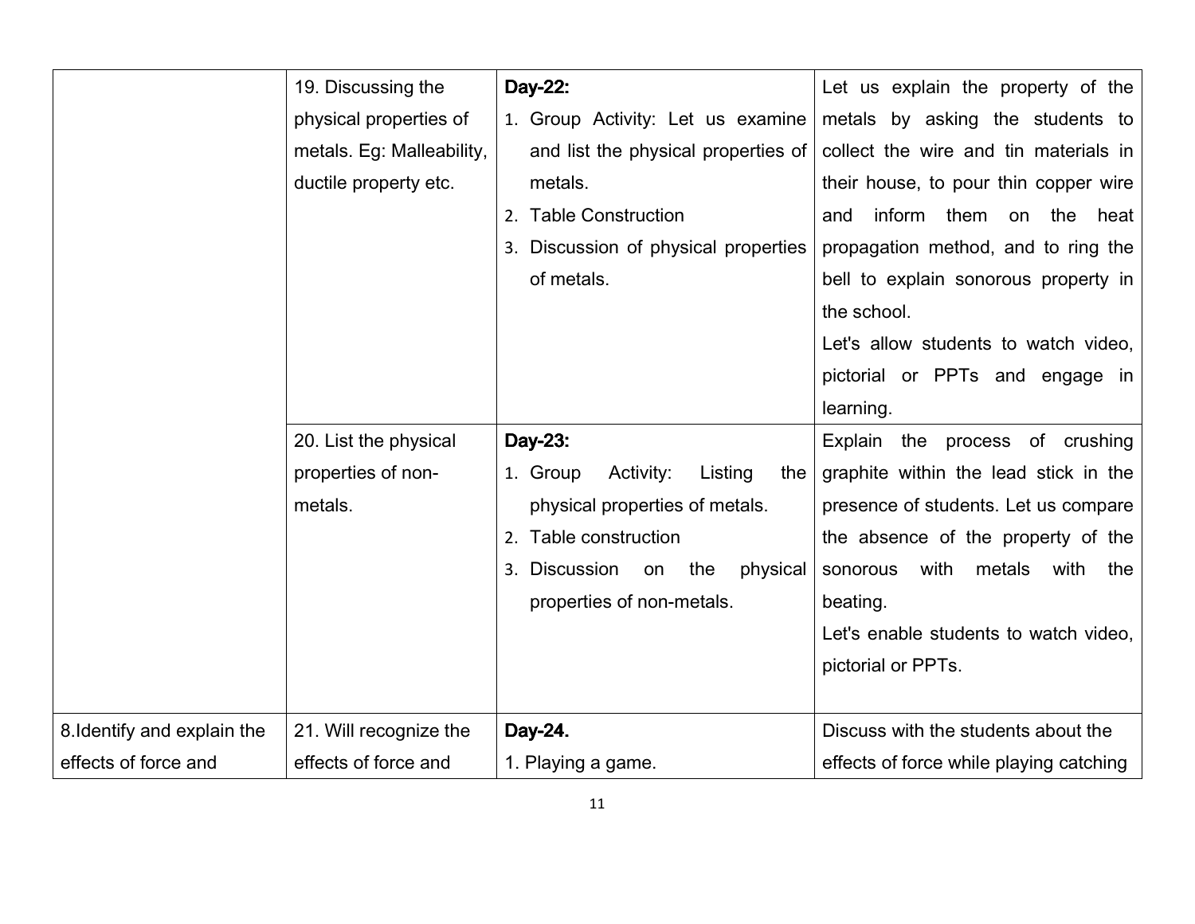| | | | |
|---|---|---|---|
| | 19. Discussing the physical properties of metals. Eg: Malleability, ductile property etc. | **Day-22:**<br>1. Group Activity: Let us examine and list the physical properties of metals.<br>2. Table Construction<br>3. Discussion of physical properties of metals. | Let us explain the property of the metals by asking the students to collect the wire and tin materials in their house, to pour thin copper wire and inform them on the heat propagation method, and to ring the bell to explain sonorous property in the school.<br>Let's allow students to watch video, pictorial or PPTs and engage in learning. |
| | 20. List the physical properties of non-metals. | **Day-23:**<br>1. Group Activity: Listing the physical properties of metals.<br>2. Table construction<br>3. Discussion on the physical properties of non-metals. | Explain the process of crushing graphite within the lead stick in the presence of students. Let us compare the absence of the property of the sonorous with metals with the beating.<br>Let's enable students to watch video, pictorial or PPTs. |
| 8.Identify and explain the effects of force and | 21. Will recognize the effects of force and | **Day-24.**<br>1. Playing a game. | Discuss with the students about the effects of force while playing catching |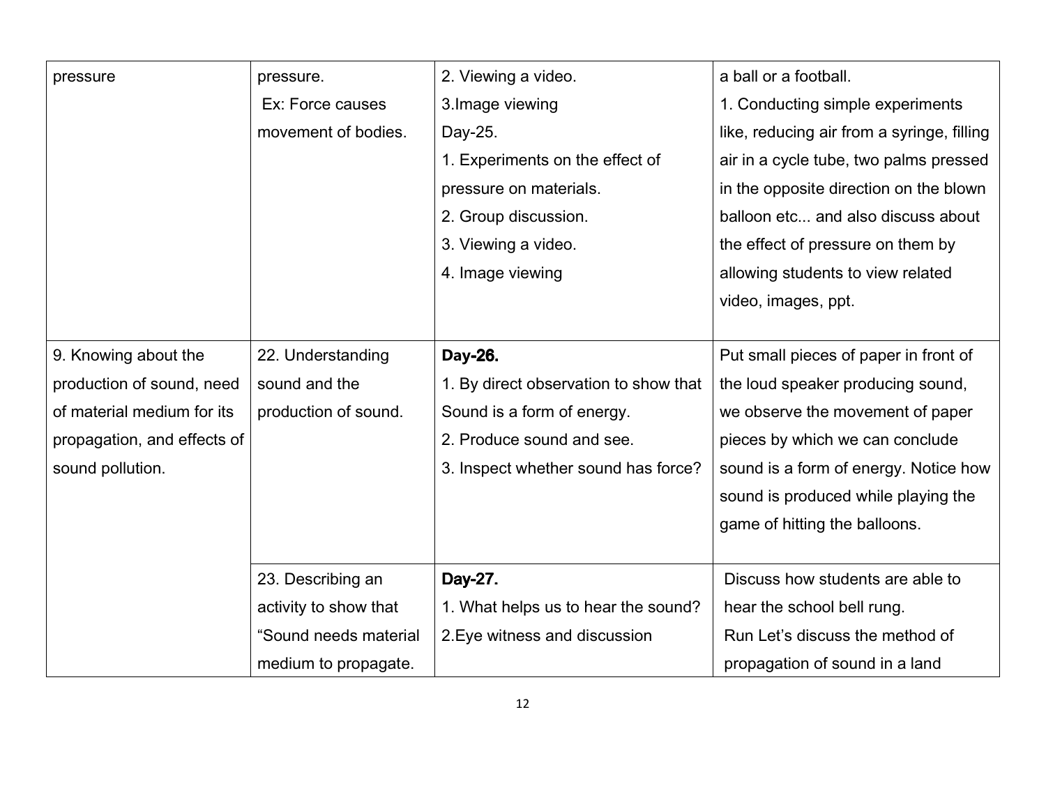| | | | |
|---|---|---|---|
| pressure | pressure.<br>Ex: Force causes movement of bodies. | 2. Viewing a video.<br>3.Image viewing<br>Day-25.<br>1. Experiments on the effect of pressure on materials.<br>2. Group discussion.<br>3. Viewing a video.<br>4. Image viewing | a ball or a football.<br>1. Conducting simple experiments like, reducing air from a syringe, filling air in a cycle tube, two palms pressed in the opposite direction on the blown balloon etc... and also discuss about the effect of pressure on them by allowing students to view related video, images, ppt. |
| 9. Knowing about the production of sound, need of material medium for its propagation, and effects of sound pollution. | 22. Understanding sound and the production of sound. | **Day-26.**<br>1. By direct observation to show that Sound is a form of energy.<br>2. Produce sound and see.<br>3. Inspect whether sound has force? | Put small pieces of paper in front of the loud speaker producing sound, we observe the movement of paper pieces by which we can conclude sound is a form of energy. Notice how sound is produced while playing the game of hitting the balloons. |
| | 23. Describing an activity to show that "Sound needs material medium to propagate. | **Day-27.**<br>1. What helps us to hear the sound?<br>2.Eye witness and discussion | Discuss how students are able to hear the school bell rung.<br>Run Let's discuss the method of propagation of sound in a land |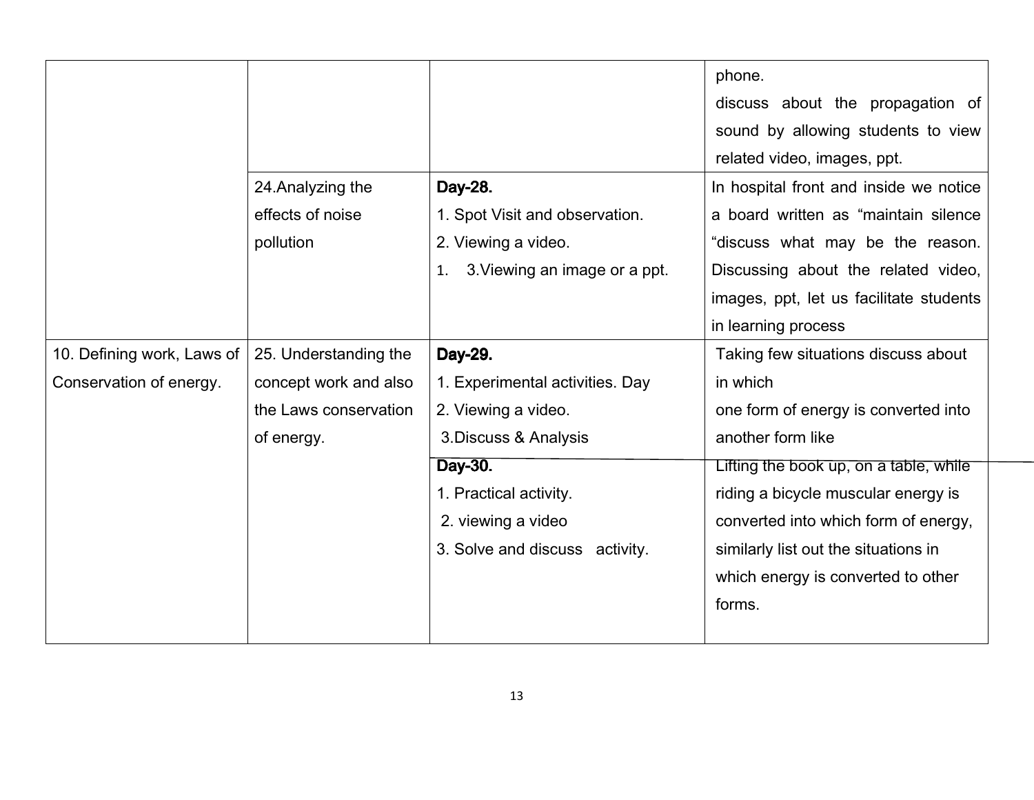| | | | |
|---|---|---|---|
| | | | phone.<br>discuss about the propagation of sound by allowing students to view related video, images, ppt. |
| | 24.Analyzing the effects of noise pollution | **Day-28.**<br>1. Spot Visit and observation.<br>2. Viewing a video.<br>1. 3.Viewing an image or a ppt. | In hospital front and inside we notice a board written as "maintain silence "discuss what may be the reason. Discussing about the related video, images, ppt, let us facilitate students in learning process |
| 10. Defining work, Laws of Conservation of energy. | 25. Understanding the concept work and also the Laws conservation of energy. | **Day-29.**<br>1. Experimental activities. Day<br>2. Viewing a video.<br>3.Discuss & Analysis | Taking few situations discuss about in which<br>one form of energy is converted into another form like |
| | | **Day-30.**<br>1. Practical activity.<br>2. viewing a video<br>3. Solve and discuss activity. | Lifting the book up, on a table, while riding a bicycle muscular energy is converted into which form of energy, similarly list out the situations in which energy is converted to other forms. |